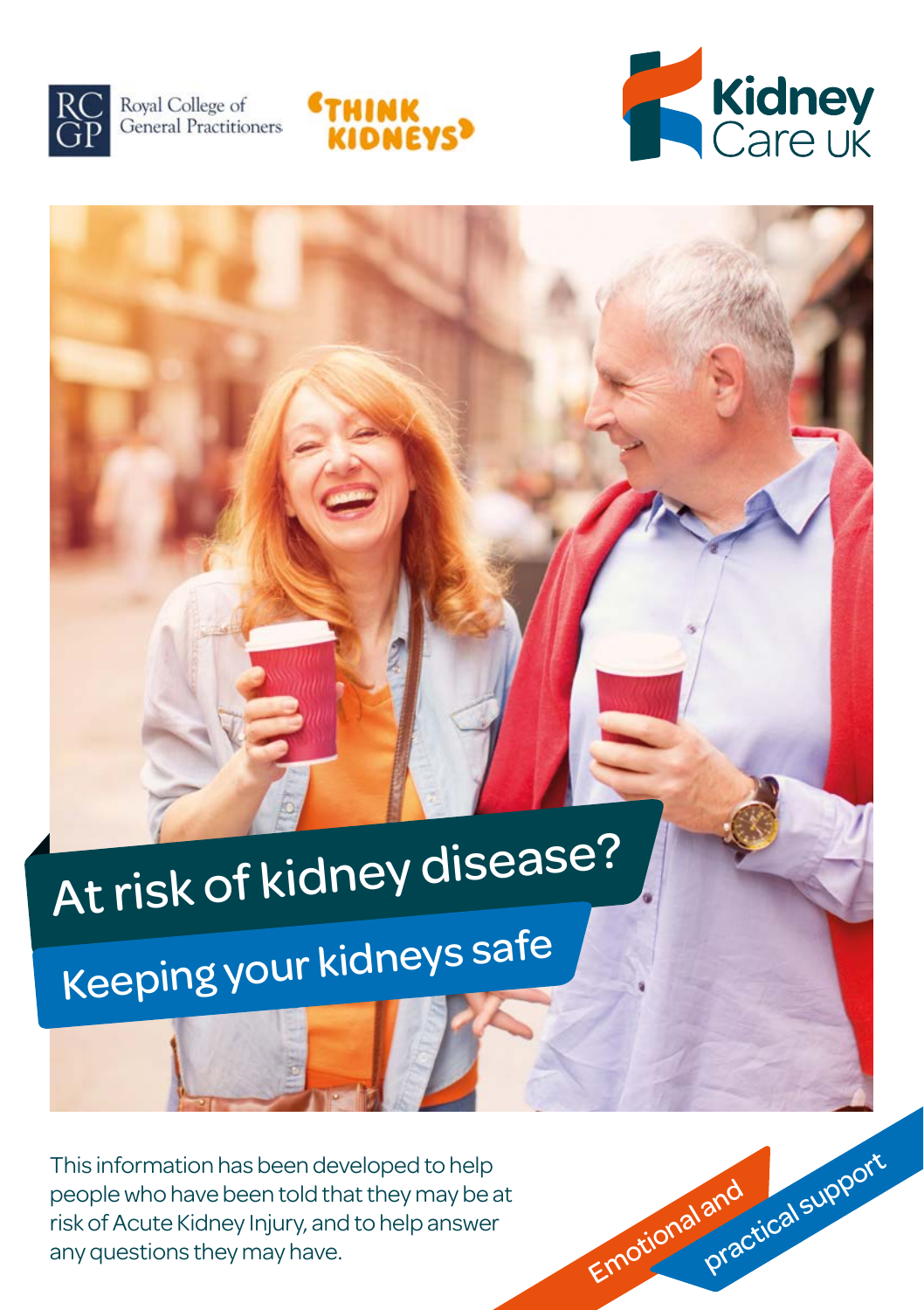Royal College of General Practitioners

THINK KIDNEYS

Kidney Care UK

# At risk of kidney disease?

## Keeping your kidneys safe

This information has been developed to help people who have been told that they may be at risk of Acute Kidney Injury, and to help answer any questions they may have.

Emotional and practical support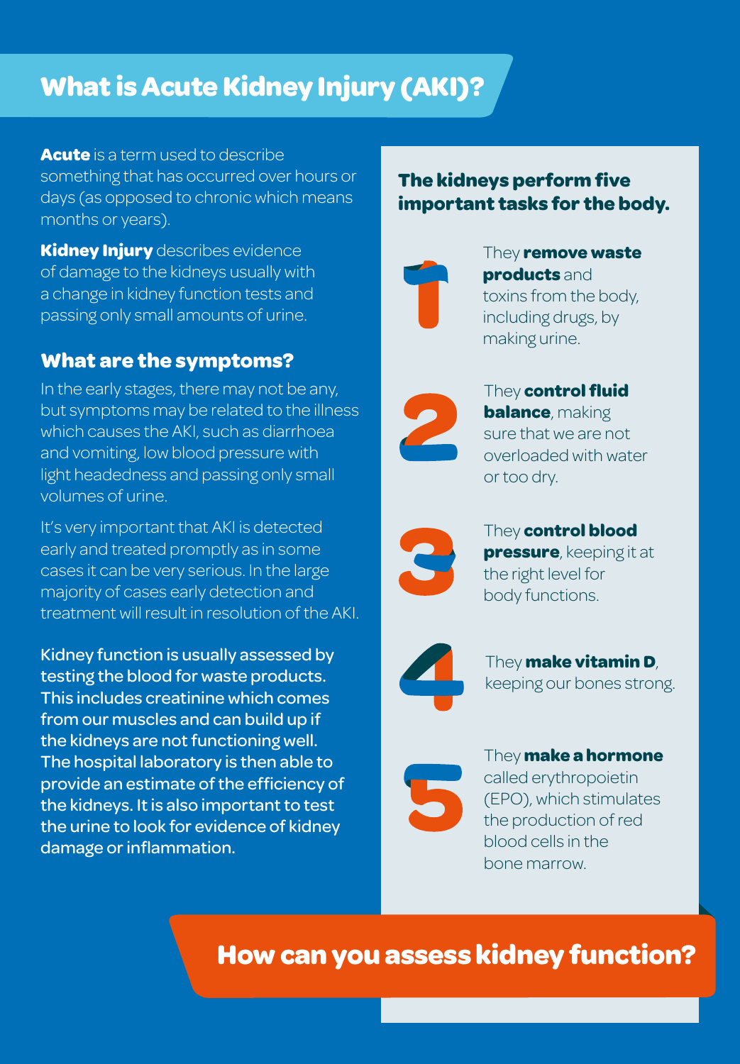# What is Acute Kidney Injury (AKI)?

**Acute** is a term used to describe something that has occurred over hours or days (as opposed to chronic which means months or years).

**Kidney Injury** describes evidence of damage to the kidneys usually with a change in kidney function tests and passing only small amounts of urine.

## What are the symptoms?

In the early stages, there may not be any, but symptoms may be related to the illness which causes the AKI, such as diarrhoea and vomiting, low blood pressure with light headedness and passing only small volumes of urine.

It's very important that AKI is detected early and treated promptly as in some cases it can be very serious. In the large majority of cases early detection and treatment will result in resolution of the AKI.

Kidney function is usually assessed by testing the blood for waste products. This includes creatinine which comes from our muscles and can build up if the kidneys are not functioning well. The hospital laboratory is then able to provide an estimate of the efficiency of the kidneys. It is also important to test the urine to look for evidence of kidney damage or inflammation.

### The kidneys perform five important tasks for the body.

1. They **remove waste products** and toxins from the body, including drugs, by making urine.
2. They **control fluid balance**, making sure that we are not overloaded with water or too dry.
3. They **control blood pressure**, keeping it at the right level for body functions.
4. They **make vitamin D**, keeping our bones strong.
5. They **make a hormone** called erythropoietin (EPO), which stimulates the production of red blood cells in the bone marrow.

## How can you assess kidney function?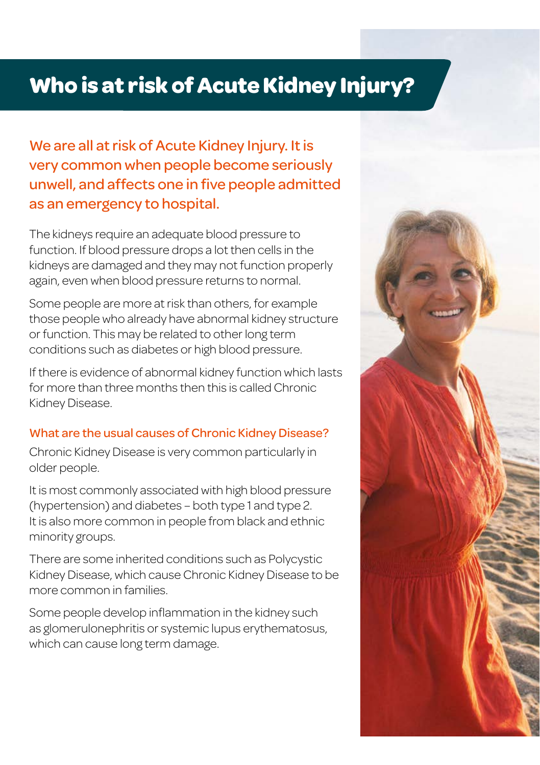# Who is at risk of Acute Kidney Injury?

**We are all at risk of Acute Kidney Injury. It is very common when people become seriously unwell, and affects one in five people admitted as an emergency to hospital.**

The kidneys require an adequate blood pressure to function. If blood pressure drops a lot then cells in the kidneys are damaged and they may not function properly again, even when blood pressure returns to normal.

Some people are more at risk than others, for example those people who already have abnormal kidney structure or function. This may be related to other long term conditions such as diabetes or high blood pressure.

If there is evidence of abnormal kidney function which lasts for more than three months then this is called Chronic Kidney Disease.

### What are the usual causes of Chronic Kidney Disease?

Chronic Kidney Disease is very common particularly in older people.

It is most commonly associated with high blood pressure (hypertension) and diabetes – both type 1 and type 2. It is also more common in people from black and ethnic minority groups.

There are some inherited conditions such as Polycystic Kidney Disease, which cause Chronic Kidney Disease to be more common in families.

Some people develop inflammation in the kidney such as glomerulonephritis or systemic lupus erythematosus, which can cause long term damage.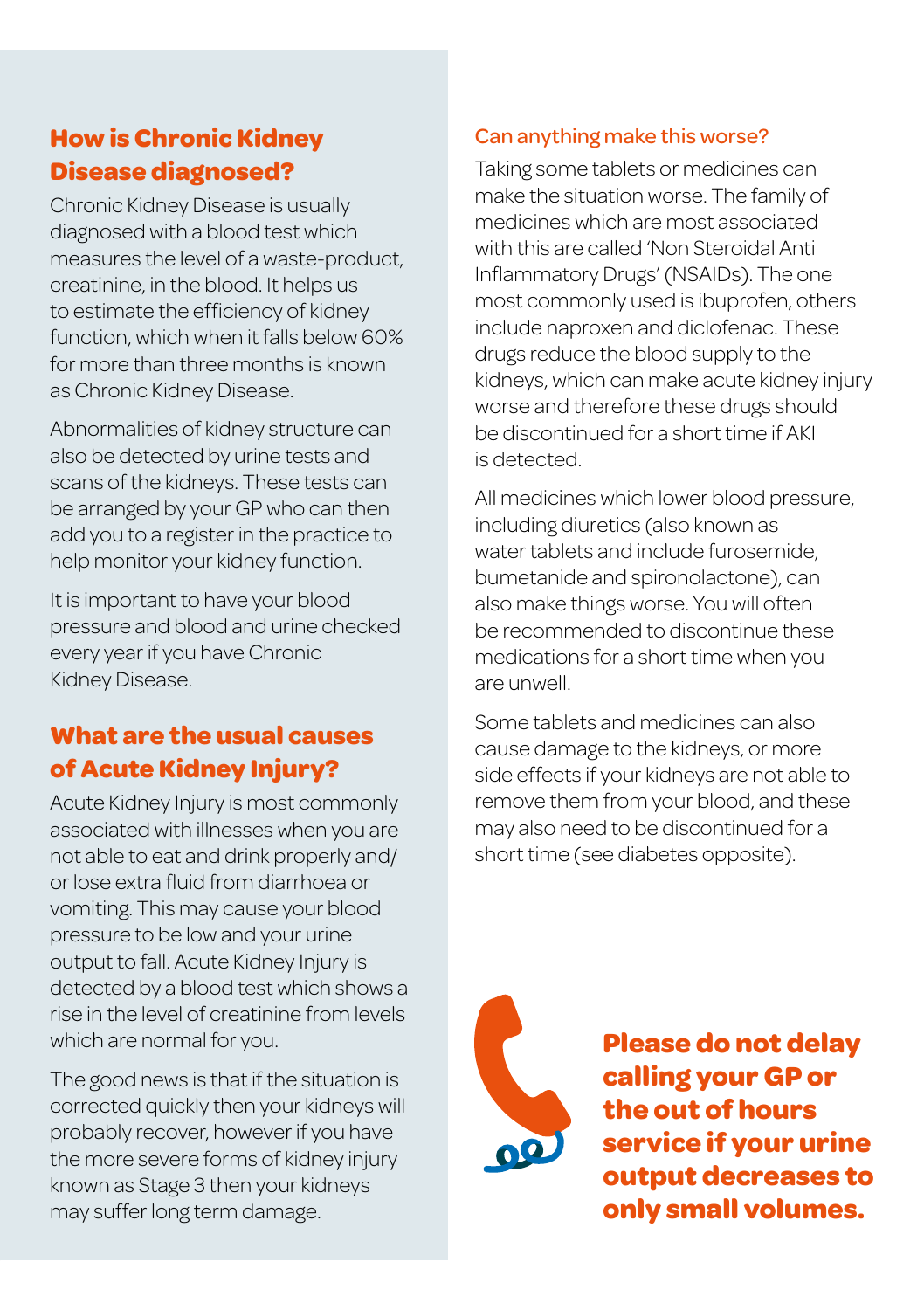## How is Chronic Kidney Disease diagnosed?

Chronic Kidney Disease is usually diagnosed with a blood test which measures the level of a waste-product, creatinine, in the blood. It helps us to estimate the efficiency of kidney function, which when it falls below 60% for more than three months is known as Chronic Kidney Disease.

Abnormalities of kidney structure can also be detected by urine tests and scans of the kidneys. These tests can be arranged by your GP who can then add you to a register in the practice to help monitor your kidney function.

It is important to have your blood pressure and blood and urine checked every year if you have Chronic Kidney Disease.

## What are the usual causes of Acute Kidney Injury?

Acute Kidney Injury is most commonly associated with illnesses when you are not able to eat and drink properly and/or lose extra fluid from diarrhoea or vomiting. This may cause your blood pressure to be low and your urine output to fall. Acute Kidney Injury is detected by a blood test which shows a rise in the level of creatinine from levels which are normal for you.

The good news is that if the situation is corrected quickly then your kidneys will probably recover, however if you have the more severe forms of kidney injury known as Stage 3 then your kidneys may suffer long term damage.

### Can anything make this worse?

Taking some tablets or medicines can make the situation worse. The family of medicines which are most associated with this are called 'Non Steroidal Anti Inflammatory Drugs' (NSAIDs). The one most commonly used is ibuprofen, others include naproxen and diclofenac. These drugs reduce the blood supply to the kidneys, which can make acute kidney injury worse and therefore these drugs should be discontinued for a short time if AKI is detected.

All medicines which lower blood pressure, including diuretics (also known as water tablets and include furosemide, bumetanide and spironolactone), can also make things worse. You will often be recommended to discontinue these medications for a short time when you are unwell.

Some tablets and medicines can also cause damage to the kidneys, or more side effects if your kidneys are not able to remove them from your blood, and these may also need to be discontinued for a short time (see diabetes opposite).

**Please do not delay calling your GP or the out of hours service if your urine output decreases to only small volumes.**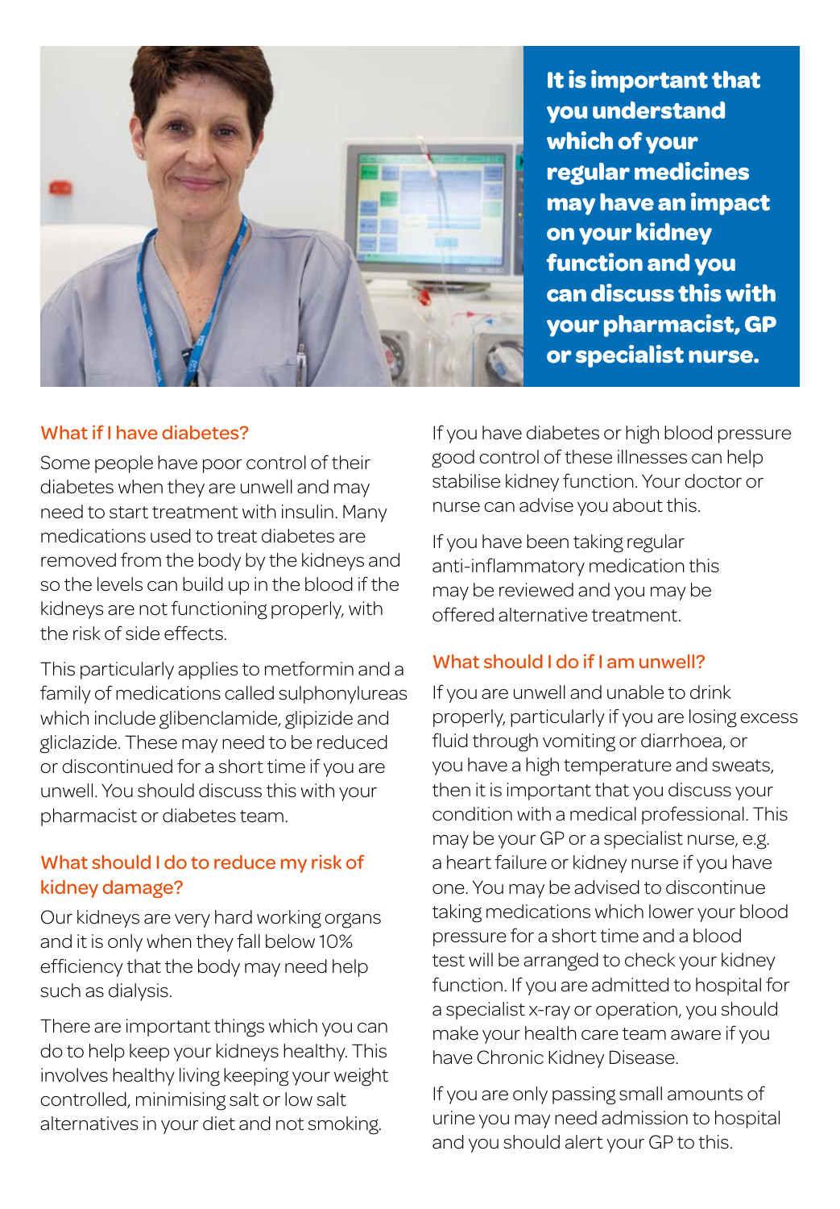**It is important that you understand which of your regular medicines may have an impact on your kidney function and you can discuss this with your pharmacist, GP or specialist nurse.**

## What if I have diabetes?

Some people have poor control of their diabetes when they are unwell and may need to start treatment with insulin. Many medications used to treat diabetes are removed from the body by the kidneys and so the levels can build up in the blood if the kidneys are not functioning properly, with the risk of side effects.

This particularly applies to metformin and a family of medications called sulphonylureas which include glibenclamide, glipizide and gliclazide. These may need to be reduced or discontinued for a short time if you are unwell. You should discuss this with your pharmacist or diabetes team.

## What should I do to reduce my risk of kidney damage?

Our kidneys are very hard working organs and it is only when they fall below 10% efficiency that the body may need help such as dialysis.

There are important things which you can do to help keep your kidneys healthy. This involves healthy living keeping your weight controlled, minimising salt or low salt alternatives in your diet and not smoking.

If you have diabetes or high blood pressure good control of these illnesses can help stabilise kidney function. Your doctor or nurse can advise you about this.

If you have been taking regular anti-inflammatory medication this may be reviewed and you may be offered alternative treatment.

## What should I do if I am unwell?

If you are unwell and unable to drink properly, particularly if you are losing excess fluid through vomiting or diarrhoea, or you have a high temperature and sweats, then it is important that you discuss your condition with a medical professional. This may be your GP or a specialist nurse, e.g. a heart failure or kidney nurse if you have one. You may be advised to discontinue taking medications which lower your blood pressure for a short time and a blood test will be arranged to check your kidney function. If you are admitted to hospital for a specialist x-ray or operation, you should make your health care team aware if you have Chronic Kidney Disease.

If you are only passing small amounts of urine you may need admission to hospital and you should alert your GP to this.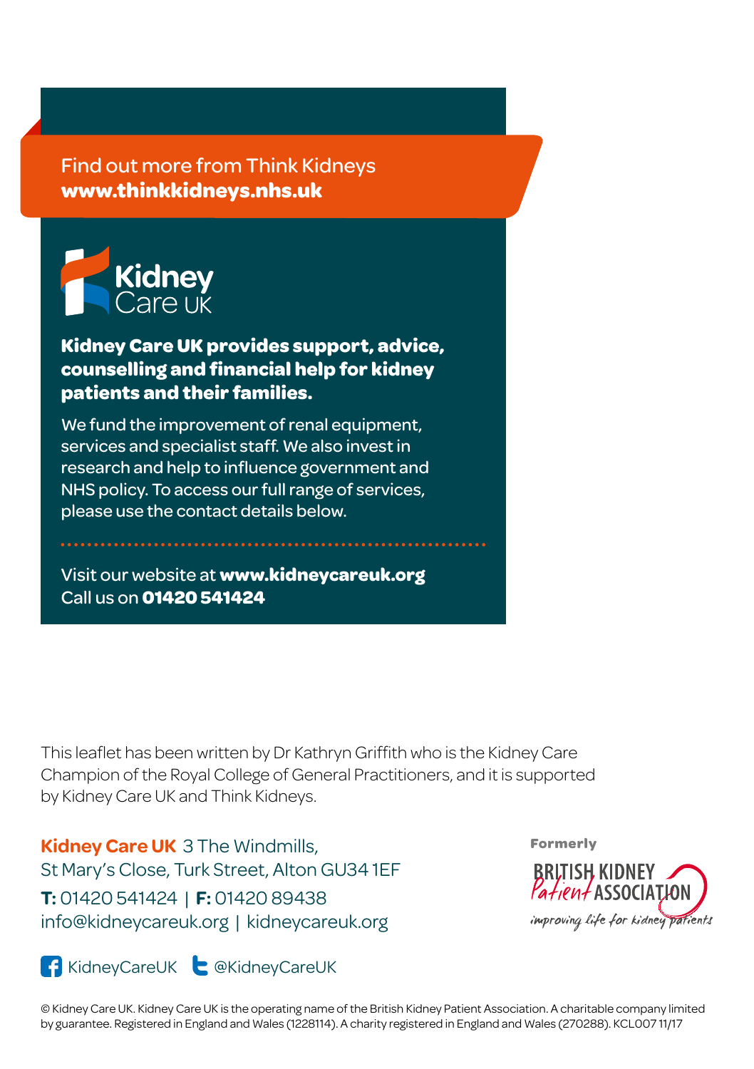Find out more from Think Kidneys
**www.thinkkidneys.nhs.uk**

Kidney Care UK

**Kidney Care UK provides support, advice, counselling and financial help for kidney patients and their families.**

We fund the improvement of renal equipment, services and specialist staff. We also invest in research and help to influence government and NHS policy. To access our full range of services, please use the contact details below.

Visit our website at **www.kidneycareuk.org**
Call us on **01420 541424**

This leaflet has been written by Dr Kathryn Griffith who is the Kidney Care Champion of the Royal College of General Practitioners, and it is supported by Kidney Care UK and Think Kidneys.

**Kidney Care UK** 3 The Windmills,
St Mary's Close, Turk Street, Alton GU34 1EF
**T:** 01420 541424 | **F:** 01420 89438
info@kidneycareuk.org | kidneycareuk.org

Formerly
BRITISH KIDNEY Patient ASSOCIATION
*improving life for kidney patients*

KidneyCareUK @KidneyCareUK

© Kidney Care UK. Kidney Care UK is the operating name of the British Kidney Patient Association. A charitable company limited by guarantee. Registered in England and Wales (1228114). A charity registered in England and Wales (270288). KCL007 11/17